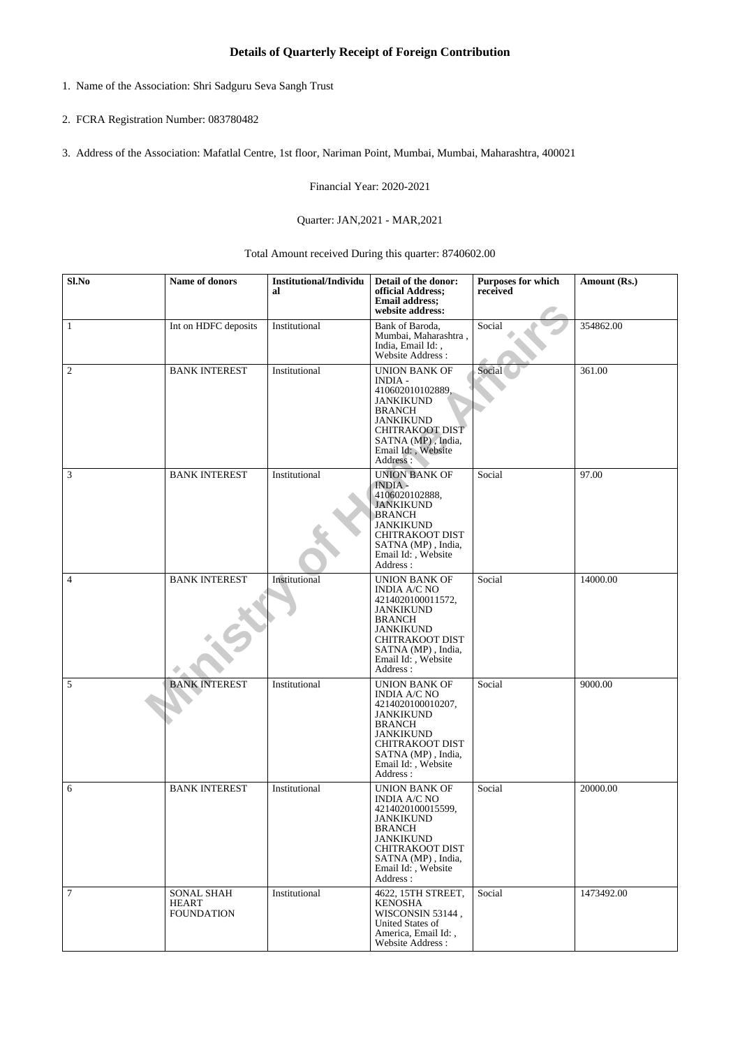## Details of Quarterly Receipt of Foreign Contribution

1. Name of the Association: Shri Sadguru Seva Sangh Trust

2. FCRA Registration Number: 083780482

3. Address of the Association: Mafatlal Centre, 1st floor, Nariman Point, Mumbai, Mumbai, Maharashtra, 400021

Financial Year: 2020-2021

Quarter: JAN,2021 - MAR,2021

Total Amount received During this quarter: 8740602.00

| Sl.No | Name of donors | Institutional/Individual | Detail of the donor: official Address; Email address; website address: | Purposes for which received | Amount (Rs.) |
|---|---|---|---|---|---|
| 1 | Int on HDFC deposits | Institutional | Bank of Baroda, Mumbai, Maharashtra , India, Email Id: , Website Address : | Social | 354862.00 |
| 2 | BANK INTEREST | Institutional | UNION BANK OF INDIA - 410602010102889, JANKIKUND BRANCH JANKIKUND CHITRAKOOT DIST SATNA (MP) , India, Email Id: , Website Address : | Social | 361.00 |
| 3 | BANK INTEREST | Institutional | UNION BANK OF INDIA - 4106020102888, JANKIKUND BRANCH JANKIKUND CHITRAKOOT DIST SATNA (MP) , India, Email Id: , Website Address : | Social | 97.00 |
| 4 | BANK INTEREST | Institutional | UNION BANK OF INDIA A/C NO 4214020100011572, JANKIKUND BRANCH JANKIKUND CHITRAKOOT DIST SATNA (MP) , India, Email Id: , Website Address : | Social | 14000.00 |
| 5 | BANK INTEREST | Institutional | UNION BANK OF INDIA A/C NO 4214020100010207, JANKIKUND BRANCH JANKIKUND CHITRAKOOT DIST SATNA (MP) , India, Email Id: , Website Address : | Social | 9000.00 |
| 6 | BANK INTEREST | Institutional | UNION BANK OF INDIA A/C NO 4214020100015599, JANKIKUND BRANCH JANKIKUND CHITRAKOOT DIST SATNA (MP) , India, Email Id: , Website Address : | Social | 20000.00 |
| 7 | SONAL SHAH HEART FOUNDATION | Institutional | 4622, 15TH STREET, KENOSHA WISCONSIN 53144 , United States of America, Email Id: , Website Address : | Social | 1473492.00 |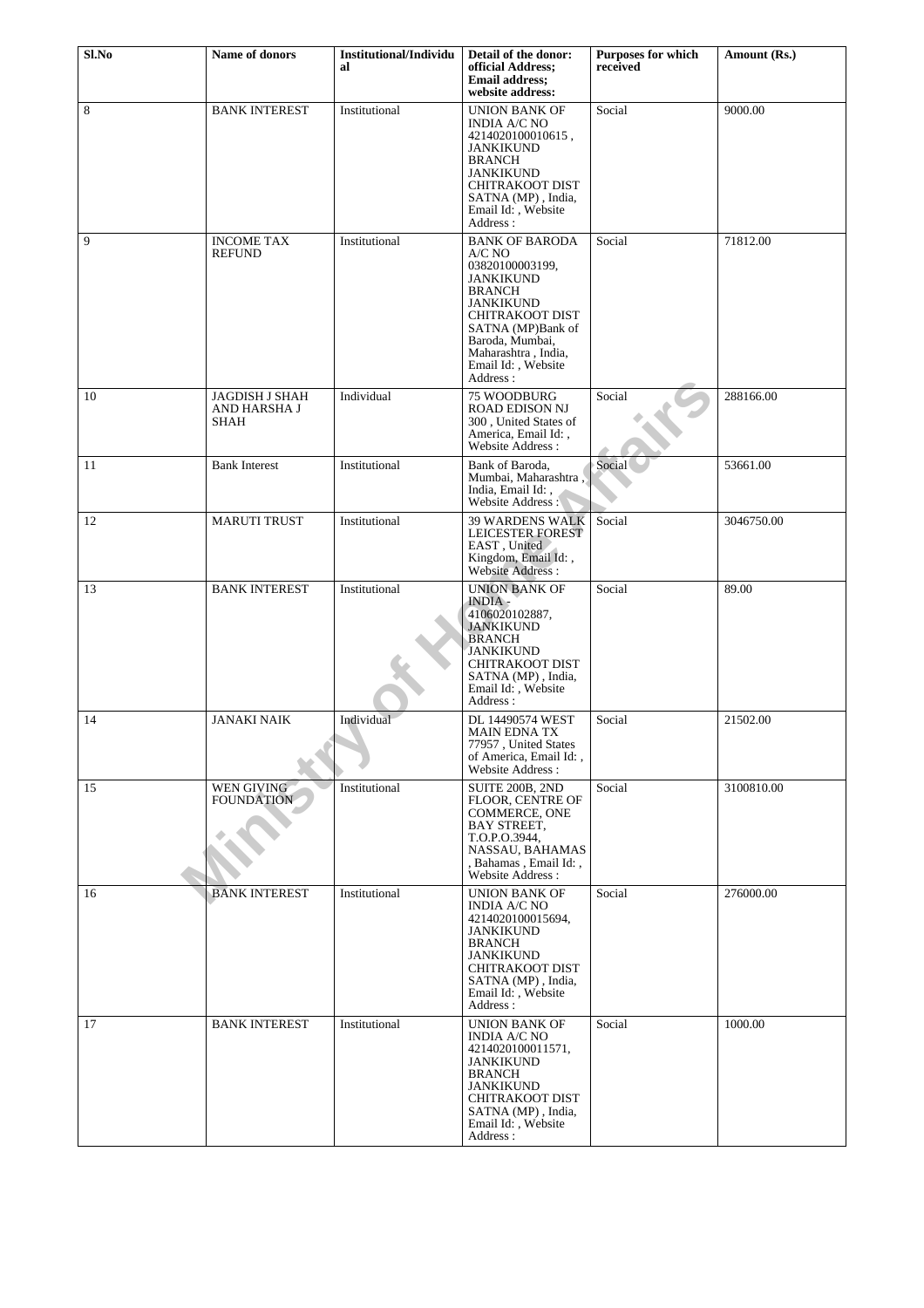| Sl.No | Name of donors | Institutional/Individual | Detail of the donor: official Address; Email address; website address: | Purposes for which received | Amount (Rs.) |
|---|---|---|---|---|---|
| 8 | BANK INTEREST | Institutional | UNION BANK OF INDIA A/C NO 4214020100010615 , JANKIKUND BRANCH JANKIKUND CHITRAKOOT DIST SATNA (MP) , India, Email Id: , Website Address : | Social | 9000.00 |
| 9 | INCOME TAX REFUND | Institutional | BANK OF BARODA A/C NO 03820100003199, JANKIKUND BRANCH JANKIKUND CHITRAKOOT DIST SATNA (MP)Bank of Baroda, Mumbai, Maharashtra , India, Email Id: , Website Address : | Social | 71812.00 |
| 10 | JAGDISH J SHAH AND HARSHA J SHAH | Individual | 75 WOODBURG ROAD EDISON NJ 300 , United States of America, Email Id: , Website Address : | Social | 288166.00 |
| 11 | Bank Interest | Institutional | Bank of Baroda, Mumbai, Maharashtra , India, Email Id: , Website Address : | Social | 53661.00 |
| 12 | MARUTI TRUST | Institutional | 39 WARDENS WALK LEICESTER FOREST EAST , United Kingdom, Email Id: , Website Address : | Social | 3046750.00 |
| 13 | BANK INTEREST | Institutional | UNION BANK OF INDIA - 4106020102887, JANKIKUND BRANCH JANKIKUND CHITRAKOOT DIST SATNA (MP) , India, Email Id: , Website Address : | Social | 89.00 |
| 14 | JANAKI NAIK | Individual | DL 14490574 WEST MAIN EDNA TX 77957 , United States of America, Email Id: , Website Address : | Social | 21502.00 |
| 15 | WEN GIVING FOUNDATION | Institutional | SUITE 200B, 2ND FLOOR, CENTRE OF COMMERCE, ONE BAY STREET, T.O.P.O.3944, NASSAU, BAHAMAS , Bahamas , Email Id: , Website Address : | Social | 3100810.00 |
| 16 | BANK INTEREST | Institutional | UNION BANK OF INDIA A/C NO 4214020100015694, JANKIKUND BRANCH JANKIKUND CHITRAKOOT DIST SATNA (MP) , India, Email Id: , Website Address : | Social | 276000.00 |
| 17 | BANK INTEREST | Institutional | UNION BANK OF INDIA A/C NO 4214020100011571, JANKIKUND BRANCH JANKIKUND CHITRAKOOT DIST SATNA (MP) , India, Email Id: , Website Address : | Social | 1000.00 |